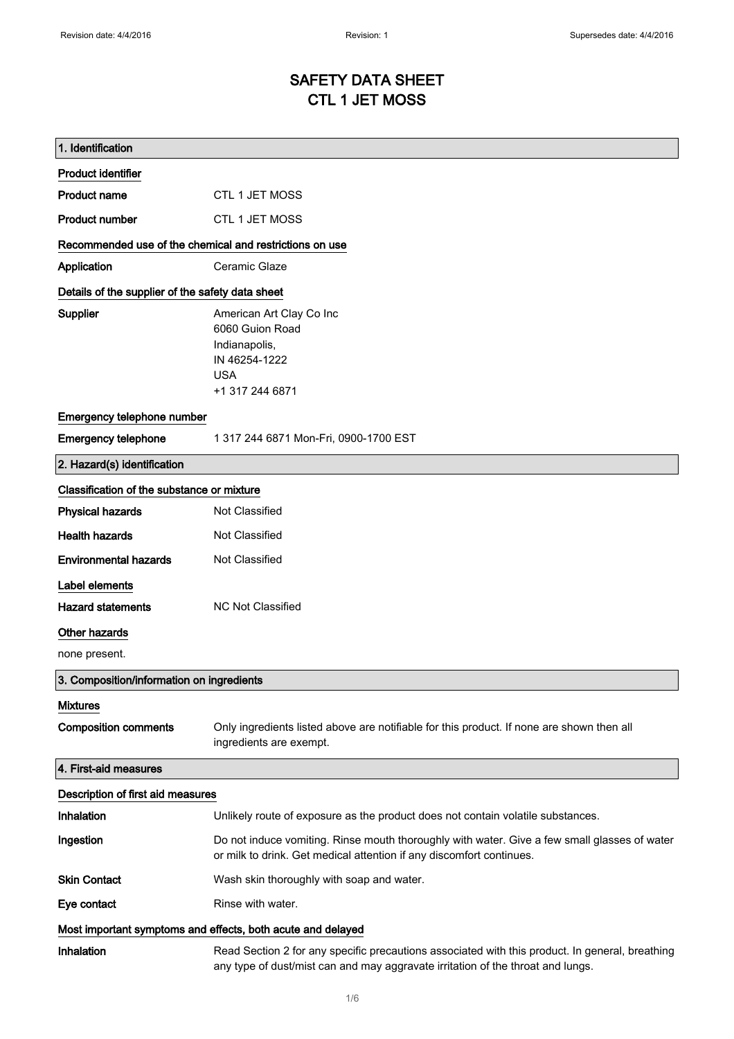# SAFETY DATA SHEET
# CTL 1 JET MOSS

## 1. Identification

### Product identifier

| | |
|---|---|
| **Product name** | CTL 1 JET MOSS |
| **Product number** | CTL 1 JET MOSS |

### Recommended use of the chemical and restrictions on use

| | |
|---|---|
| **Application** | Ceramic Glaze |

### Details of the supplier of the safety data sheet

**Supplier**

American Art Clay Co Inc
6060 Guion Road
Indianapolis,
IN 46254-1222
USA
+1 317 244 6871

### Emergency telephone number

| | |
|---|---|
| **Emergency telephone** | 1 317 244 6871 Mon-Fri, 0900-1700 EST |

## 2. Hazard(s) identification

### Classification of the substance or mixture

| | |
|---|---|
| **Physical hazards** | Not Classified |
| **Health hazards** | Not Classified |
| **Environmental hazards** | Not Classified |

### Label elements

| | |
|---|---|
| **Hazard statements** | NC Not Classified |

### Other hazards

none present.

## 3. Composition/information on ingredients

### Mixtures

| | |
|---|---|
| **Composition comments** | Only ingredients listed above are notifiable for this product. If none are shown then all ingredients are exempt. |

## 4. First-aid measures

### Description of first aid measures

| | |
|---|---|
| **Inhalation** | Unlikely route of exposure as the product does not contain volatile substances. |
| **Ingestion** | Do not induce vomiting. Rinse mouth thoroughly with water. Give a few small glasses of water or milk to drink. Get medical attention if any discomfort continues. |
| **Skin Contact** | Wash skin thoroughly with soap and water. |
| **Eye contact** | Rinse with water. |

### Most important symptoms and effects, both acute and delayed

| | |
|---|---|
| **Inhalation** | Read Section 2 for any specific precautions associated with this product. In general, breathing any type of dust/mist can and may aggravate irritation of the throat and lungs. |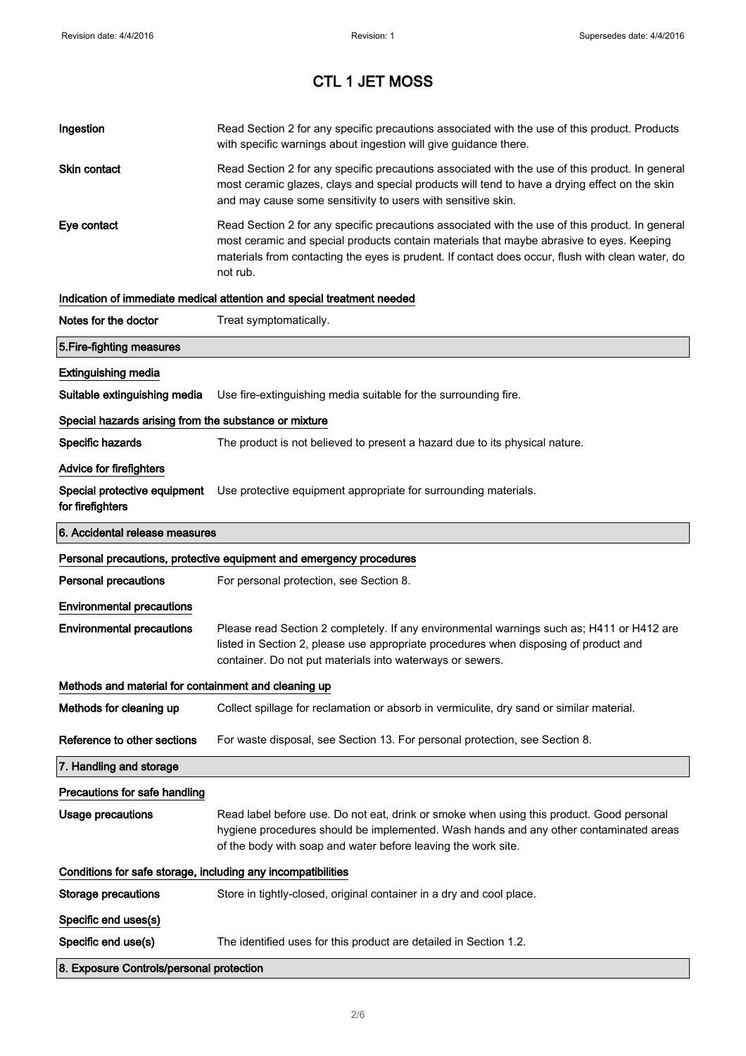# CTL 1 JET MOSS

**Ingestion**
Read Section 2 for any specific precautions associated with the use of this product. Products with specific warnings about ingestion will give guidance there.

**Skin contact**
Read Section 2 for any specific precautions associated with the use of this product. In general most ceramic glazes, clays and special products will tend to have a drying effect on the skin and may cause some sensitivity to users with sensitive skin.

**Eye contact**
Read Section 2 for any specific precautions associated with the use of this product. In general most ceramic and special products contain materials that maybe abrasive to eyes. Keeping materials from contacting the eyes is prudent. If contact does occur, flush with clean water, do not rub.

### Indication of immediate medical attention and special treatment needed

**Notes for the doctor**
Treat symptomatically.

## 5.Fire-fighting measures

### Extinguishing media

**Suitable extinguishing media**
Use fire-extinguishing media suitable for the surrounding fire.

### Special hazards arising from the substance or mixture

**Specific hazards**
The product is not believed to present a hazard due to its physical nature.

### Advice for firefighters

**Special protective equipment for firefighters**
Use protective equipment appropriate for surrounding materials.

## 6. Accidental release measures

### Personal precautions, protective equipment and emergency procedures

**Personal precautions**
For personal protection, see Section 8.

### Environmental precautions

**Environmental precautions**
Please read Section 2 completely. If any environmental warnings such as; H411 or H412 are listed in Section 2, please use appropriate procedures when disposing of product and container. Do not put materials into waterways or sewers.

### Methods and material for containment and cleaning up

**Methods for cleaning up**
Collect spillage for reclamation or absorb in vermiculite, dry sand or similar material.

**Reference to other sections**
For waste disposal, see Section 13. For personal protection, see Section 8.

## 7. Handling and storage

### Precautions for safe handling

**Usage precautions**
Read label before use. Do not eat, drink or smoke when using this product. Good personal hygiene procedures should be implemented. Wash hands and any other contaminated areas of the body with soap and water before leaving the work site.

### Conditions for safe storage, including any incompatibilities

**Storage precautions**
Store in tightly-closed, original container in a dry and cool place.

### Specific end uses(s)

**Specific end use(s)**
The identified uses for this product are detailed in Section 1.2.

## 8. Exposure Controls/personal protection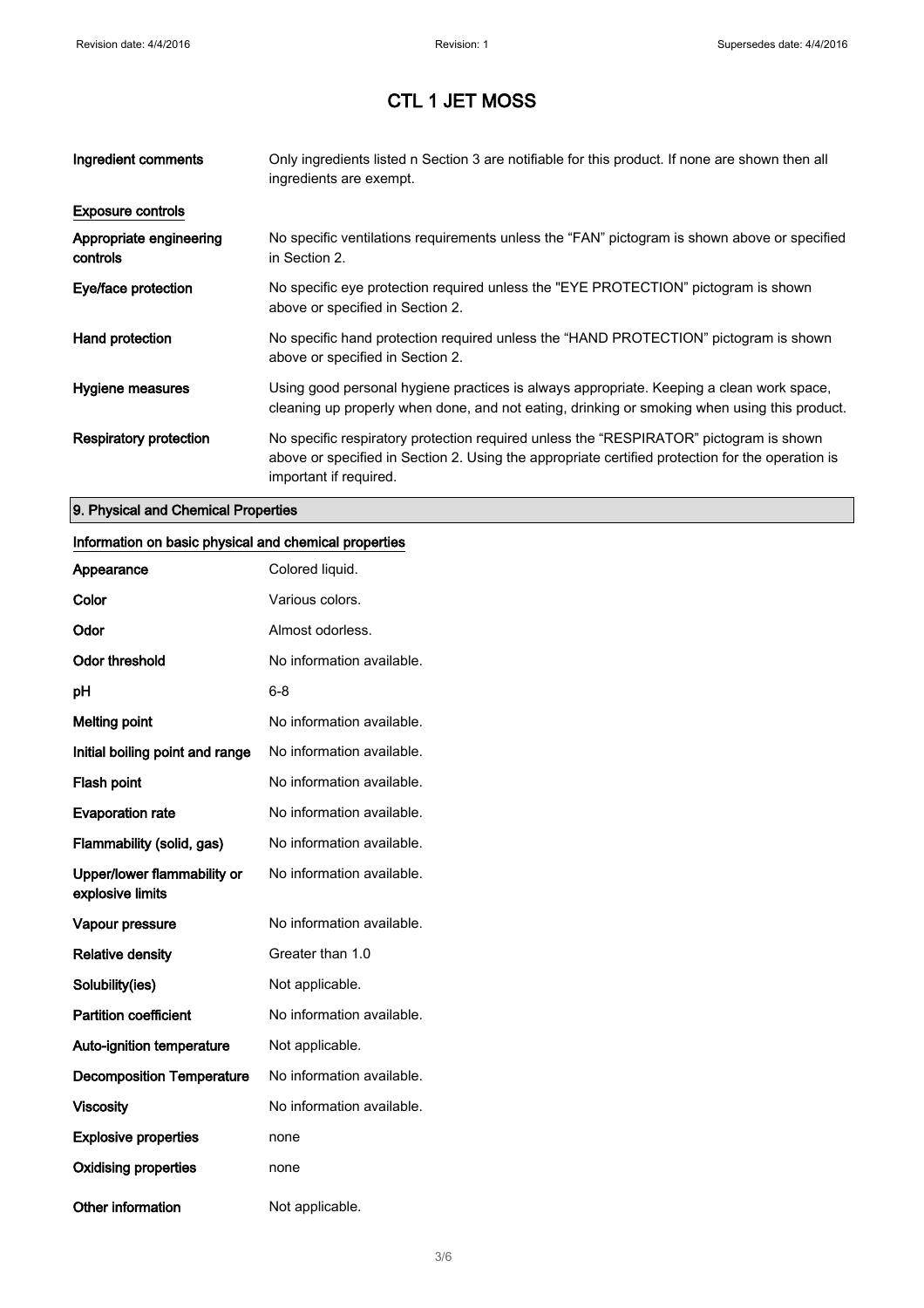# CTL 1 JET MOSS

| | |
|---|---|
| **Ingredient comments** | Only ingredients listed n Section 3 are notifiable for this product. If none are shown then all ingredients are exempt. |

**Exposure controls**

| | |
|---|---|
| **Appropriate engineering controls** | No specific ventilations requirements unless the “FAN” pictogram is shown above or specified in Section 2. |
| **Eye/face protection** | No specific eye protection required unless the "EYE PROTECTION" pictogram is shown above or specified in Section 2. |
| **Hand protection** | No specific hand protection required unless the “HAND PROTECTION” pictogram is shown above or specified in Section 2. |
| **Hygiene measures** | Using good personal hygiene practices is always appropriate. Keeping a clean work space, cleaning up properly when done, and not eating, drinking or smoking when using this product. |
| **Respiratory protection** | No specific respiratory protection required unless the “RESPIRATOR” pictogram is shown above or specified in Section 2. Using the appropriate certified protection for the operation is important if required. |

## 9. Physical and Chemical Properties

**Information on basic physical and chemical properties**

| | |
|---|---|
| **Appearance** | Colored liquid. |
| **Color** | Various colors. |
| **Odor** | Almost odorless. |
| **Odor threshold** | No information available. |
| **pH** | 6-8 |
| **Melting point** | No information available. |
| **Initial boiling point and range** | No information available. |
| **Flash point** | No information available. |
| **Evaporation rate** | No information available. |
| **Flammability (solid, gas)** | No information available. |
| **Upper/lower flammability or explosive limits** | No information available. |
| **Vapour pressure** | No information available. |
| **Relative density** | Greater than 1.0 |
| **Solubility(ies)** | Not applicable. |
| **Partition coefficient** | No information available. |
| **Auto-ignition temperature** | Not applicable. |
| **Decomposition Temperature** | No information available. |
| **Viscosity** | No information available. |
| **Explosive properties** | none |
| **Oxidising properties** | none |
| **Other information** | Not applicable. |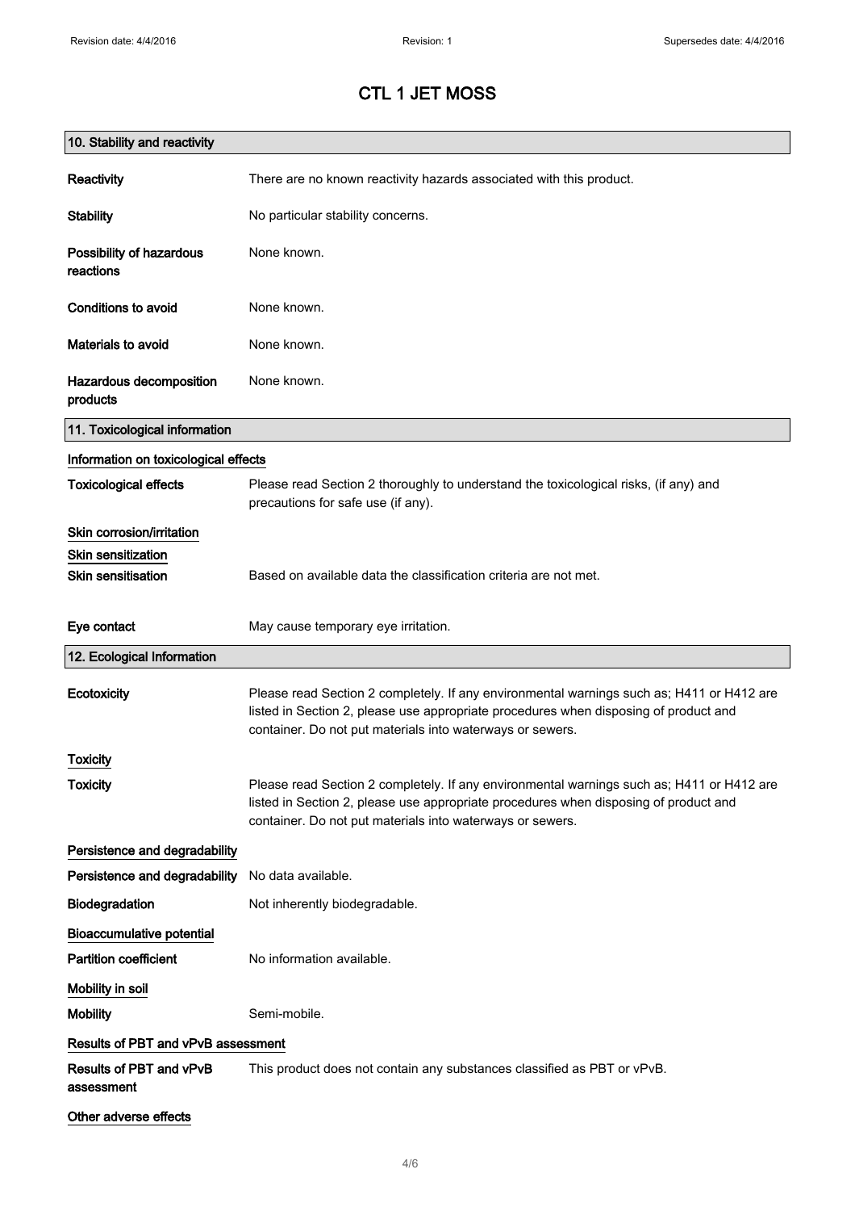# CTL 1 JET MOSS

## 10. Stability and reactivity

**Reactivity** There are no known reactivity hazards associated with this product.

**Stability** No particular stability concerns.

**Possibility of hazardous reactions** None known.

**Conditions to avoid** None known.

**Materials to avoid** None known.

**Hazardous decomposition products** None known.

## 11. Toxicological information

### Information on toxicological effects

**Toxicological effects** Please read Section 2 thoroughly to understand the toxicological risks, (if any) and precautions for safe use (if any).

### Skin corrosion/irritation

### Skin sensitization

**Skin sensitisation** Based on available data the classification criteria are not met.

**Eye contact** May cause temporary eye irritation.

## 12. Ecological Information

**Ecotoxicity** Please read Section 2 completely. If any environmental warnings such as; H411 or H412 are listed in Section 2, please use appropriate procedures when disposing of product and container. Do not put materials into waterways or sewers.

### Toxicity

**Toxicity** Please read Section 2 completely. If any environmental warnings such as; H411 or H412 are listed in Section 2, please use appropriate procedures when disposing of product and container. Do not put materials into waterways or sewers.

### Persistence and degradability

**Persistence and degradability** No data available.

**Biodegradation** Not inherently biodegradable.

### Bioaccumulative potential

**Partition coefficient** No information available.

### Mobility in soil

**Mobility** Semi-mobile.

### Results of PBT and vPvB assessment

**Results of PBT and vPvB assessment** This product does not contain any substances classified as PBT or vPvB.

### Other adverse effects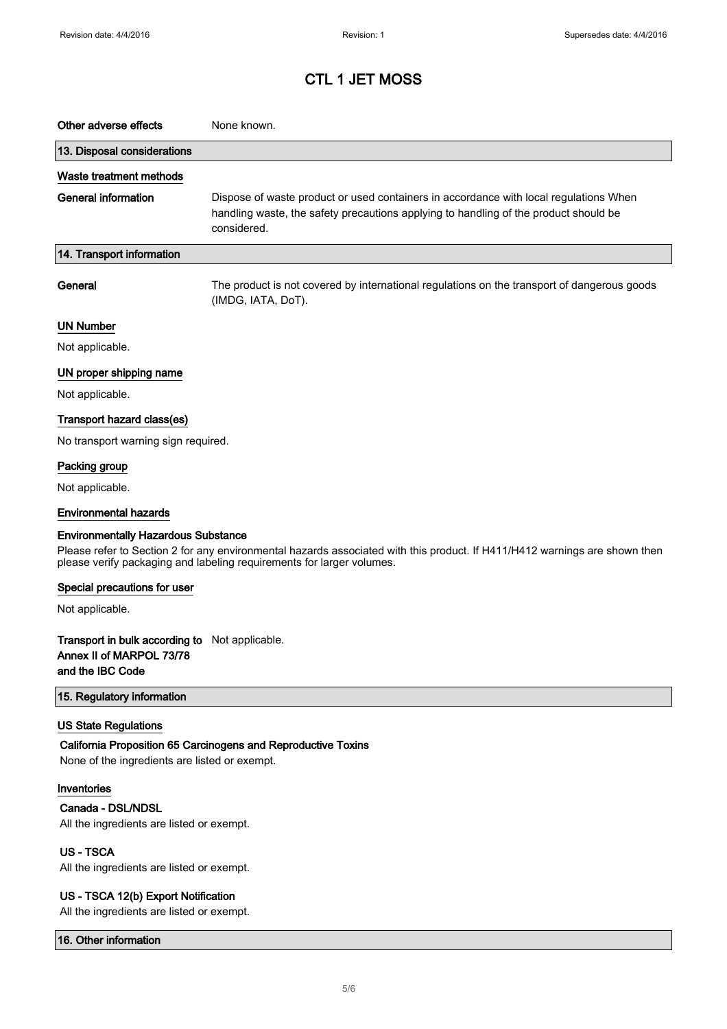# CTL 1 JET MOSS

**Other adverse effects** None known.

## 13. Disposal considerations

### Waste treatment methods

**General information** Dispose of waste product or used containers in accordance with local regulations When handling waste, the safety precautions applying to handling of the product should be considered.

## 14. Transport information

**General** The product is not covered by international regulations on the transport of dangerous goods (IMDG, IATA, DoT).

### UN Number

Not applicable.

### UN proper shipping name

Not applicable.

### Transport hazard class(es)

No transport warning sign required.

### Packing group

Not applicable.

### Environmental hazards

**Environmentally Hazardous Substance**

Please refer to Section 2 for any environmental hazards associated with this product. If H411/H412 warnings are shown then please verify packaging and labeling requirements for larger volumes.

### Special precautions for user

Not applicable.

**Transport in bulk according to Annex II of MARPOL 73/78 and the IBC Code** Not applicable.

## 15. Regulatory information

### US State Regulations

**California Proposition 65 Carcinogens and Reproductive Toxins**

None of the ingredients are listed or exempt.

### Inventories

**Canada - DSL/NDSL**

All the ingredients are listed or exempt.

**US - TSCA**

All the ingredients are listed or exempt.

**US - TSCA 12(b) Export Notification**

All the ingredients are listed or exempt.

## 16. Other information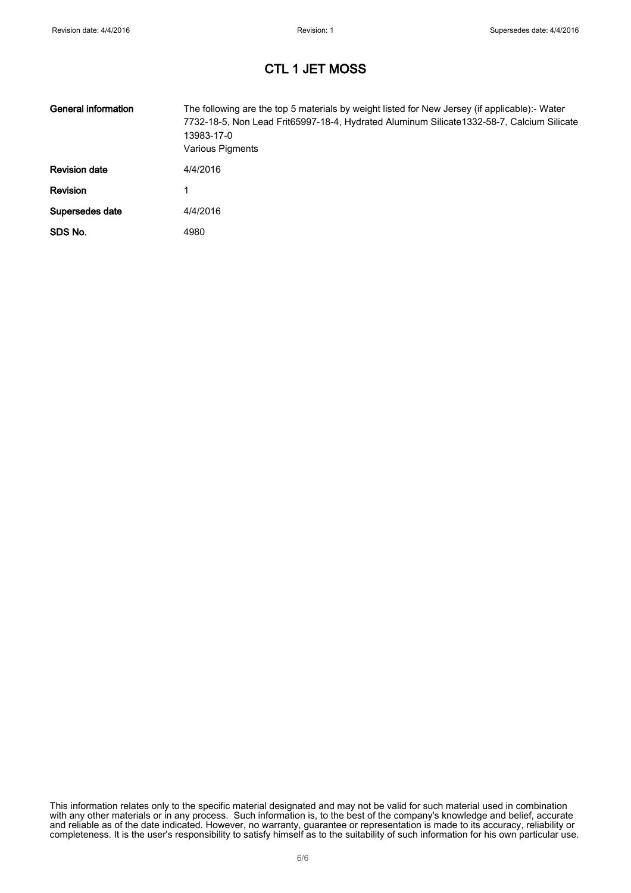# CTL 1 JET MOSS

| | |
|---|---|
| **General information** | The following are the top 5 materials by weight listed for New Jersey (if applicable):- Water 7732-18-5, Non Lead Frit65997-18-4, Hydrated Aluminum Silicate1332-58-7, Calcium Silicate 13983-17-0<br>Various Pigments |
| **Revision date** | 4/4/2016 |
| **Revision** | 1 |
| **Supersedes date** | 4/4/2016 |
| **SDS No.** | 4980 |

This information relates only to the specific material designated and may not be valid for such material used in combination with any other materials or in any process. Such information is, to the best of the company's knowledge and belief, accurate and reliable as of the date indicated. However, no warranty, guarantee or representation is made to its accuracy, reliability or completeness. It is the user's responsibility to satisfy himself as to the suitability of such information for his own particular use.